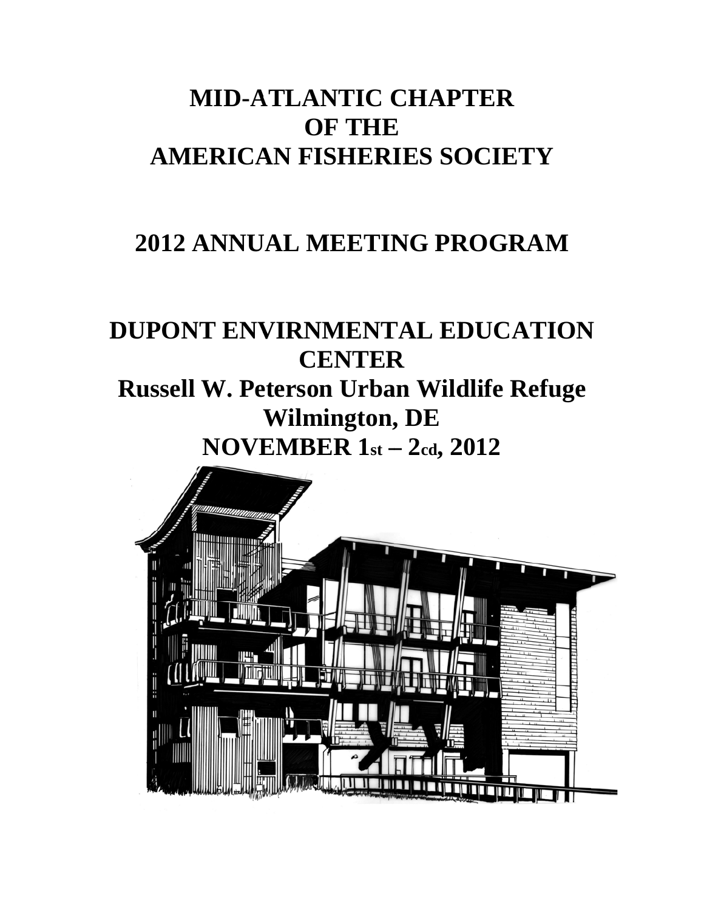# MID-ATLANTIC CHAPTER OF THE AMERICAN FISHERIES SOCIETY

## 2012 ANNUAL MEETING PROGRAM

## DUPONT ENVIRNMENTAL EDUCATION CENTER

## Russell W. Peterson Urban Wildlife Refuge

## Wilmington, DE

## NOVEMBER 1st – 2cd, 2012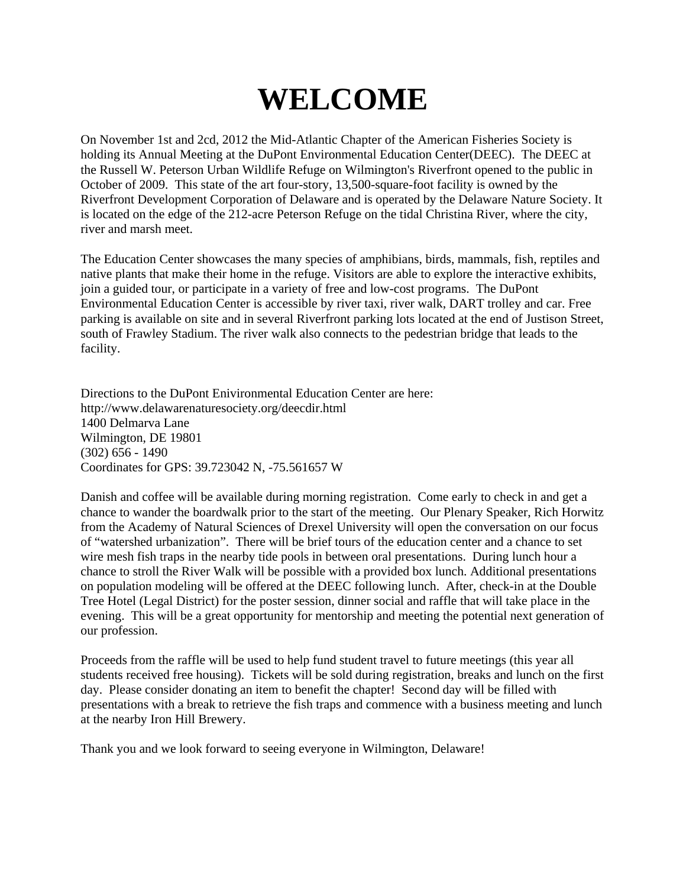# WELCOME

On November 1st and 2cd, 2012 the Mid-Atlantic Chapter of the American Fisheries Society is holding its Annual Meeting at the DuPont Environmental Education Center(DEEC). The DEEC at the Russell W. Peterson Urban Wildlife Refuge on Wilmington's Riverfront opened to the public in October of 2009. This state of the art four-story, 13,500-square-foot facility is owned by the Riverfront Development Corporation of Delaware and is operated by the Delaware Nature Society. It is located on the edge of the 212-acre Peterson Refuge on the tidal Christina River, where the city, river and marsh meet.

The Education Center showcases the many species of amphibians, birds, mammals, fish, reptiles and native plants that make their home in the refuge. Visitors are able to explore the interactive exhibits, join a guided tour, or participate in a variety of free and low-cost programs. The DuPont Environmental Education Center is accessible by river taxi, river walk, DART trolley and car. Free parking is available on site and in several Riverfront parking lots located at the end of Justison Street, south of Frawley Stadium. The river walk also connects to the pedestrian bridge that leads to the facility.

Directions to the DuPont Enivironmental Education Center are here:
http://www.delawarenaturesociety.org/deecdir.html
1400 Delmarva Lane
Wilmington, DE 19801
(302) 656 - 1490
Coordinates for GPS: 39.723042 N, -75.561657 W

Danish and coffee will be available during morning registration. Come early to check in and get a chance to wander the boardwalk prior to the start of the meeting. Our Plenary Speaker, Rich Horwitz from the Academy of Natural Sciences of Drexel University will open the conversation on our focus of "watershed urbanization". There will be brief tours of the education center and a chance to set wire mesh fish traps in the nearby tide pools in between oral presentations. During lunch hour a chance to stroll the River Walk will be possible with a provided box lunch. Additional presentations on population modeling will be offered at the DEEC following lunch. After, check-in at the Double Tree Hotel (Legal District) for the poster session, dinner social and raffle that will take place in the evening. This will be a great opportunity for mentorship and meeting the potential next generation of our profession.

Proceeds from the raffle will be used to help fund student travel to future meetings (this year all students received free housing). Tickets will be sold during registration, breaks and lunch on the first day. Please consider donating an item to benefit the chapter! Second day will be filled with presentations with a break to retrieve the fish traps and commence with a business meeting and lunch at the nearby Iron Hill Brewery.

Thank you and we look forward to seeing everyone in Wilmington, Delaware!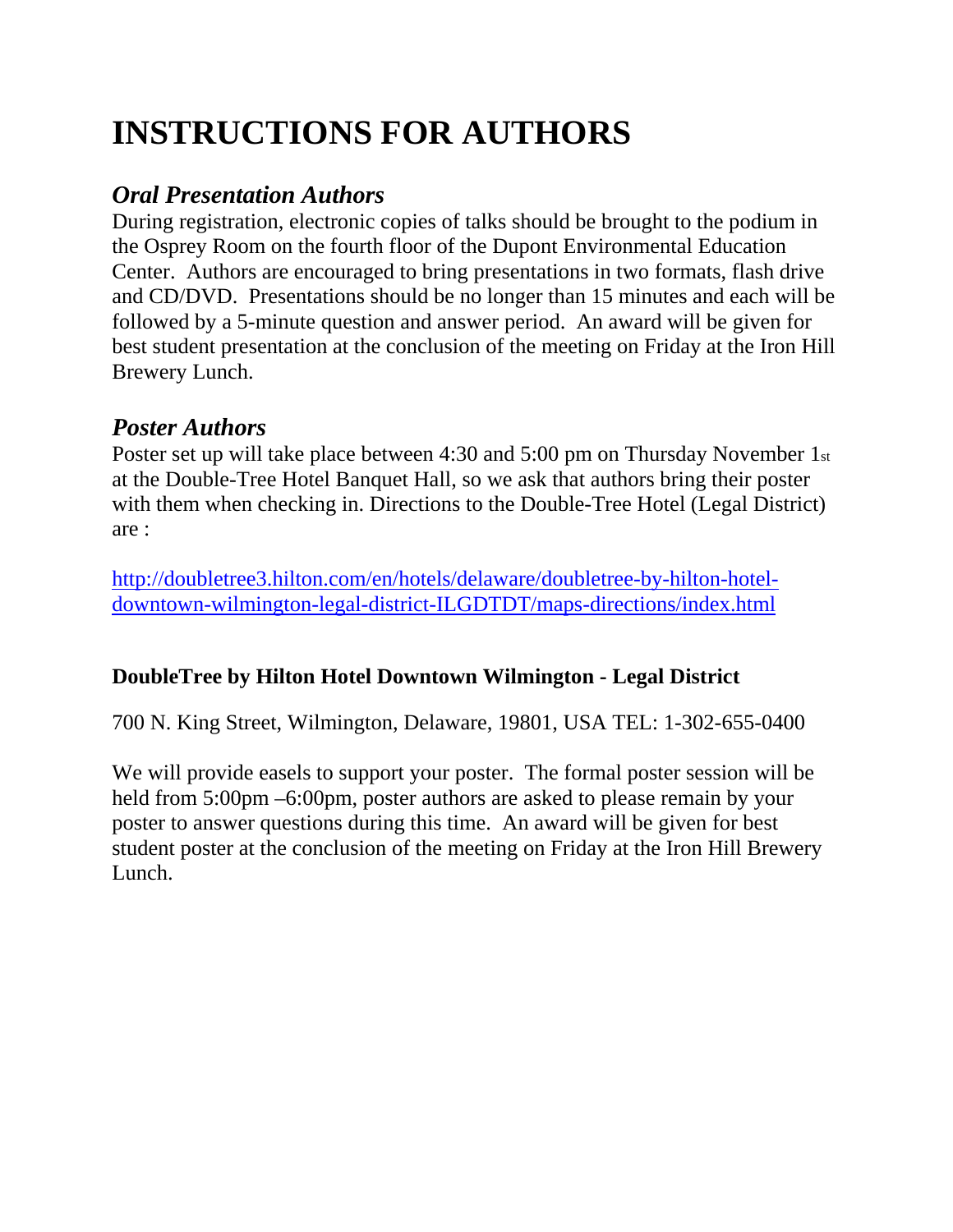# INSTRUCTIONS FOR AUTHORS

## *Oral Presentation Authors*

During registration, electronic copies of talks should be brought to the podium in the Osprey Room on the fourth floor of the Dupont Environmental Education Center. Authors are encouraged to bring presentations in two formats, flash drive and CD/DVD. Presentations should be no longer than 15 minutes and each will be followed by a 5-minute question and answer period. An award will be given for best student presentation at the conclusion of the meeting on Friday at the Iron Hill Brewery Lunch.

## *Poster Authors*

Poster set up will take place between 4:30 and 5:00 pm on Thursday November 1st at the Double-Tree Hotel Banquet Hall, so we ask that authors bring their poster with them when checking in. Directions to the Double-Tree Hotel (Legal District) are :

http://doubletree3.hilton.com/en/hotels/delaware/doubletree-by-hilton-hotel-downtown-wilmington-legal-district-ILGDTDT/maps-directions/index.html

**DoubleTree by Hilton Hotel Downtown Wilmington - Legal District**

700 N. King Street, Wilmington, Delaware, 19801, USA TEL: 1-302-655-0400

We will provide easels to support your poster. The formal poster session will be held from 5:00pm –6:00pm, poster authors are asked to please remain by your poster to answer questions during this time. An award will be given for best student poster at the conclusion of the meeting on Friday at the Iron Hill Brewery Lunch.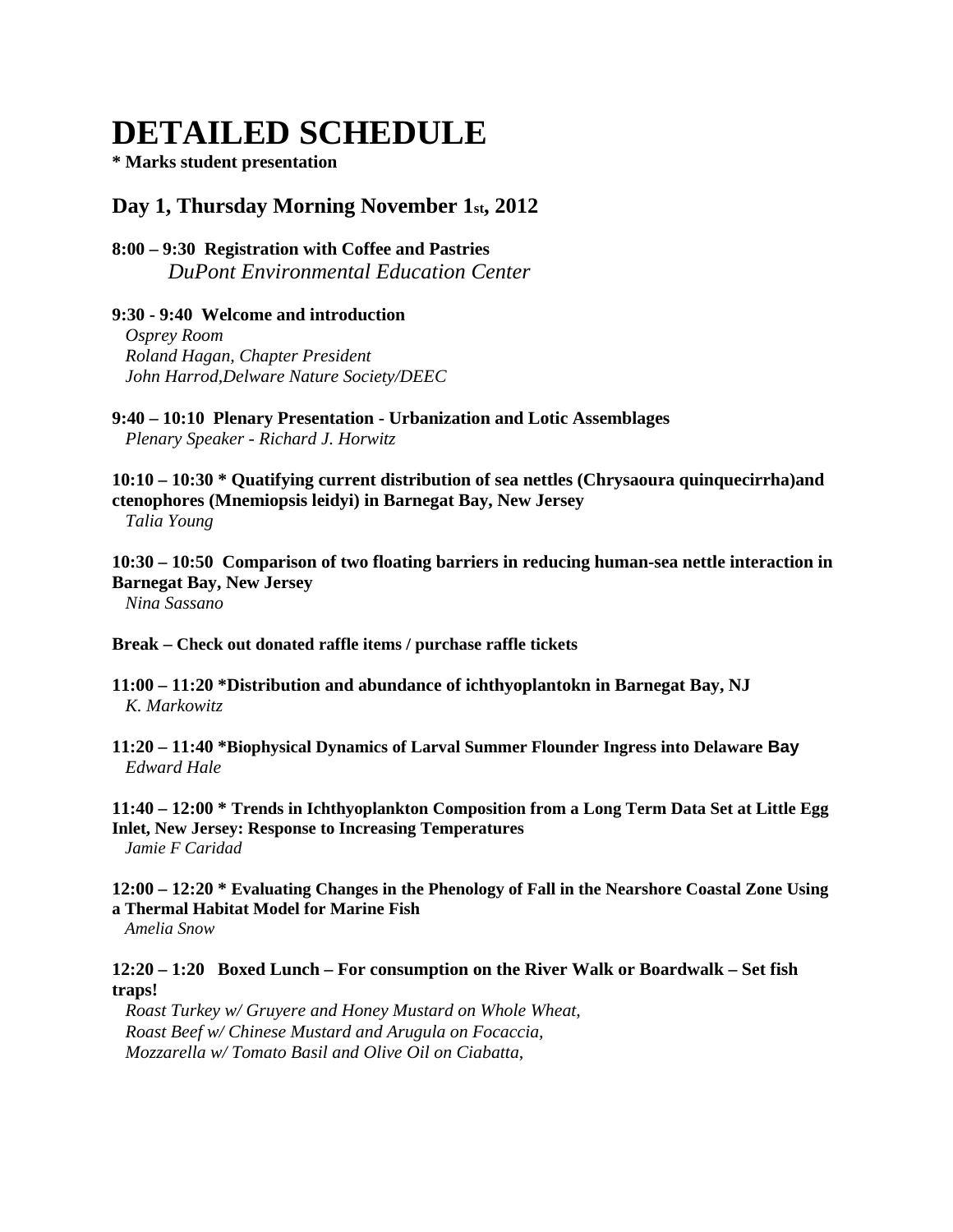# DETAILED SCHEDULE

**\* Marks student presentation**

## Day 1, Thursday Morning November 1st, 2012

**8:00 – 9:30 Registration with Coffee and Pastries**
*DuPont Environmental Education Center*

**9:30 - 9:40 Welcome and introduction**
*Osprey Room*
*Roland Hagan, Chapter President*
*John Harrod,Delware Nature Society/DEEC*

**9:40 – 10:10 Plenary Presentation - Urbanization and Lotic Assemblages**
*Plenary Speaker - Richard J. Horwitz*

**10:10 – 10:30 \* Quatifying current distribution of sea nettles (Chrysaoura quinquecirrha)and ctenophores (Mnemiopsis leidyi) in Barnegat Bay, New Jersey**
*Talia Young*

**10:30 – 10:50 Comparison of two floating barriers in reducing human-sea nettle interaction in Barnegat Bay, New Jersey**
*Nina Sassano*

**Break – Check out donated raffle items / purchase raffle tickets**

**11:00 – 11:20 \*Distribution and abundance of ichthyoplantokn in Barnegat Bay, NJ**
*K. Markowitz*

**11:20 – 11:40 \*Biophysical Dynamics of Larval Summer Flounder Ingress into Delaware Bay**
*Edward Hale*

**11:40 – 12:00 \* Trends in Ichthyoplankton Composition from a Long Term Data Set at Little Egg Inlet, New Jersey: Response to Increasing Temperatures**
*Jamie F Caridad*

**12:00 – 12:20 \* Evaluating Changes in the Phenology of Fall in the Nearshore Coastal Zone Using a Thermal Habitat Model for Marine Fish**
*Amelia Snow*

**12:20 – 1:20 Boxed Lunch – For consumption on the River Walk or Boardwalk – Set fish traps!**
*Roast Turkey w/ Gruyere and Honey Mustard on Whole Wheat,*
*Roast Beef w/ Chinese Mustard and Arugula on Focaccia,*
*Mozzarella w/ Tomato Basil and Olive Oil on Ciabatta,*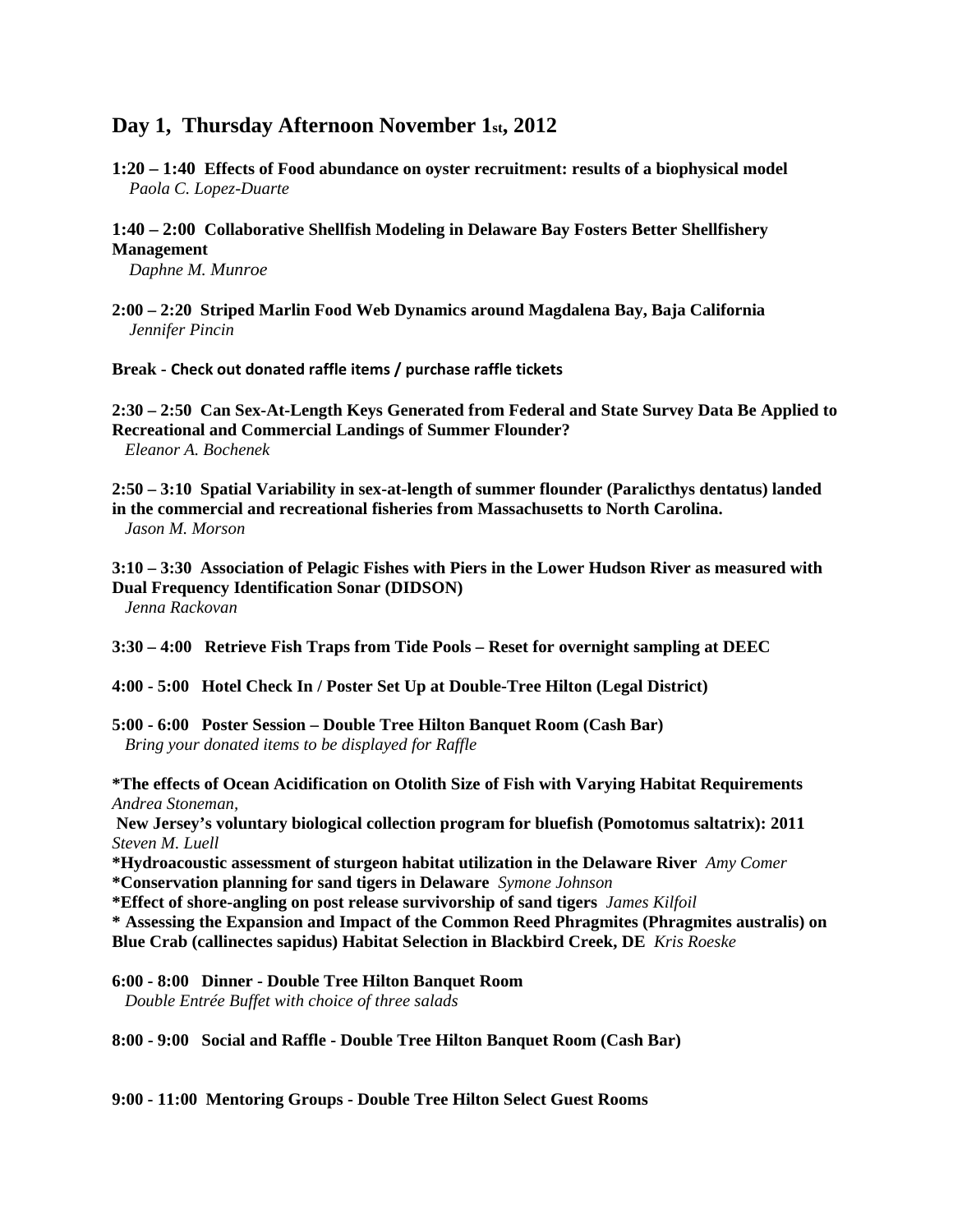## Day 1, Thursday Afternoon November 1st, 2012

**1:20 – 1:40 Effects of Food abundance on oyster recruitment: results of a biophysical model**
*Paola C. Lopez-Duarte*

**1:40 – 2:00 Collaborative Shellfish Modeling in Delaware Bay Fosters Better Shellfishery Management**
*Daphne M. Munroe*

**2:00 – 2:20 Striped Marlin Food Web Dynamics around Magdalena Bay, Baja California**
*Jennifer Pincin*

**Break - Check out donated raffle items / purchase raffle tickets**

**2:30 – 2:50 Can Sex-At-Length Keys Generated from Federal and State Survey Data Be Applied to Recreational and Commercial Landings of Summer Flounder?**
*Eleanor A. Bochenek*

**2:50 – 3:10 Spatial Variability in sex-at-length of summer flounder (Paralicthys dentatus) landed in the commercial and recreational fisheries from Massachusetts to North Carolina.**
*Jason M. Morson*

**3:10 – 3:30 Association of Pelagic Fishes with Piers in the Lower Hudson River as measured with Dual Frequency Identification Sonar (DIDSON)**
*Jenna Rackovan*

**3:30 – 4:00 Retrieve Fish Traps from Tide Pools – Reset for overnight sampling at DEEC**

**4:00 - 5:00 Hotel Check In / Poster Set Up at Double-Tree Hilton (Legal District)**

**5:00 - 6:00 Poster Session – Double Tree Hilton Banquet Room (Cash Bar)**
*Bring your donated items to be displayed for Raffle*

**\*The effects of Ocean Acidification on Otolith Size of Fish with Varying Habitat Requirements**
*Andrea Stoneman,*
**New Jersey's voluntary biological collection program for bluefish (Pomotomus saltatrix): 2011**
*Steven M. Luell*
**\*Hydroacoustic assessment of sturgeon habitat utilization in the Delaware River** *Amy Comer*
**\*Conservation planning for sand tigers in Delaware** *Symone Johnson*
**\*Effect of shore-angling on post release survivorship of sand tigers** *James Kilfoil*
**\* Assessing the Expansion and Impact of the Common Reed Phragmites (Phragmites australis) on Blue Crab (callinectes sapidus) Habitat Selection in Blackbird Creek, DE** *Kris Roeske*

**6:00 - 8:00 Dinner - Double Tree Hilton Banquet Room**
*Double Entrée Buffet with choice of three salads*

**8:00 - 9:00 Social and Raffle - Double Tree Hilton Banquet Room (Cash Bar)**

**9:00 - 11:00 Mentoring Groups - Double Tree Hilton Select Guest Rooms**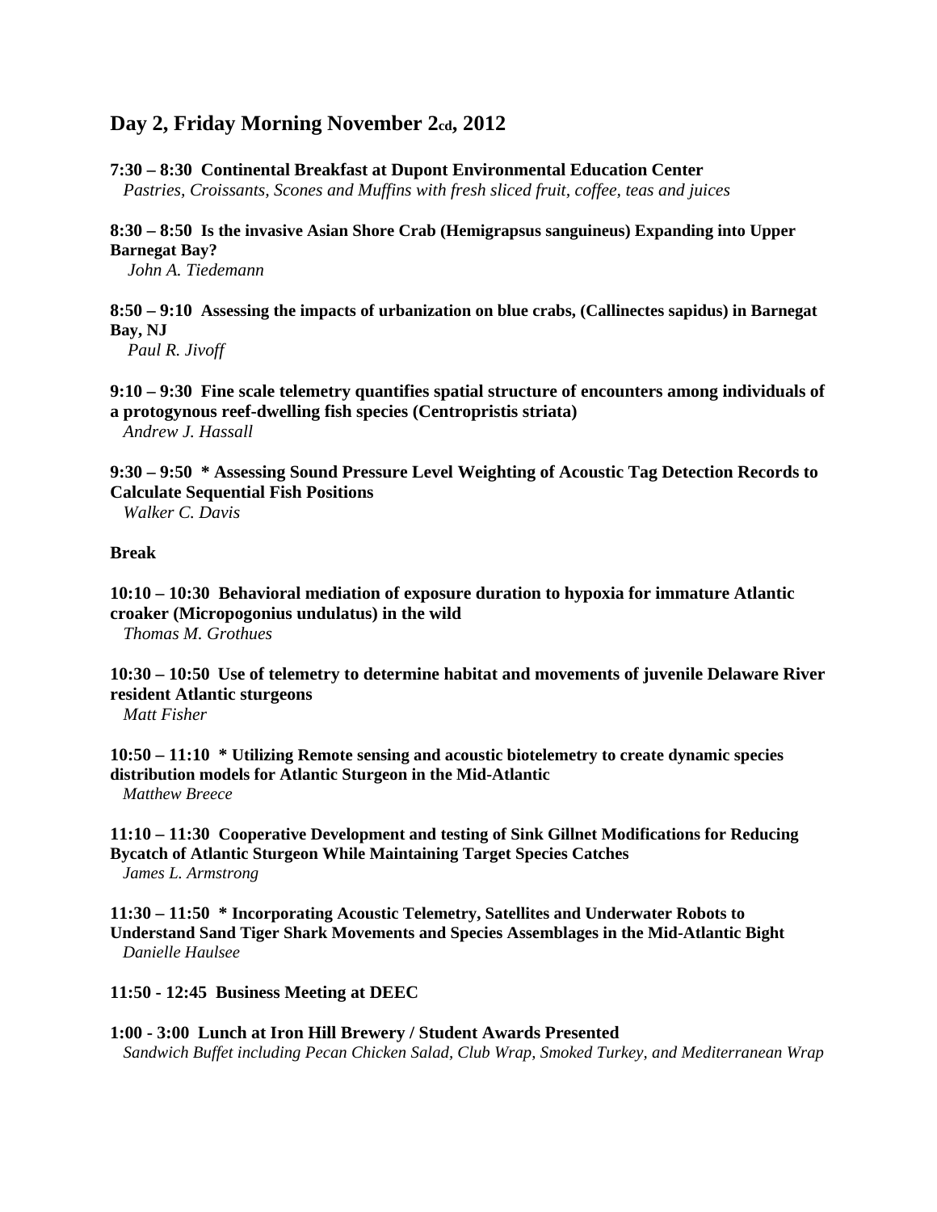## Day 2, Friday Morning November 2cd, 2012

**7:30 – 8:30 Continental Breakfast at Dupont Environmental Education Center**
*Pastries, Croissants, Scones and Muffins with fresh sliced fruit, coffee, teas and juices*

**8:30 – 8:50 Is the invasive Asian Shore Crab (Hemigrapsus sanguineus) Expanding into Upper Barnegat Bay?**
*John A. Tiedemann*

**8:50 – 9:10 Assessing the impacts of urbanization on blue crabs, (Callinectes sapidus) in Barnegat Bay, NJ**
*Paul R. Jivoff*

**9:10 – 9:30 Fine scale telemetry quantifies spatial structure of encounters among individuals of a protogynous reef-dwelling fish species (Centropristis striata)**
*Andrew J. Hassall*

**9:30 – 9:50 * Assessing Sound Pressure Level Weighting of Acoustic Tag Detection Records to Calculate Sequential Fish Positions**
*Walker C. Davis*

**Break**

**10:10 – 10:30 Behavioral mediation of exposure duration to hypoxia for immature Atlantic croaker (Micropogonius undulatus) in the wild**
*Thomas M. Grothues*

**10:30 – 10:50 Use of telemetry to determine habitat and movements of juvenile Delaware River resident Atlantic sturgeons**
*Matt Fisher*

**10:50 – 11:10 * Utilizing Remote sensing and acoustic biotelemetry to create dynamic species distribution models for Atlantic Sturgeon in the Mid-Atlantic**
*Matthew Breece*

**11:10 – 11:30 Cooperative Development and testing of Sink Gillnet Modifications for Reducing Bycatch of Atlantic Sturgeon While Maintaining Target Species Catches**
*James L. Armstrong*

**11:30 – 11:50 * Incorporating Acoustic Telemetry, Satellites and Underwater Robots to Understand Sand Tiger Shark Movements and Species Assemblages in the Mid-Atlantic Bight**
*Danielle Haulsee*

**11:50 - 12:45 Business Meeting at DEEC**

**1:00 - 3:00 Lunch at Iron Hill Brewery / Student Awards Presented**
*Sandwich Buffet including Pecan Chicken Salad, Club Wrap, Smoked Turkey, and Mediterranean Wrap*